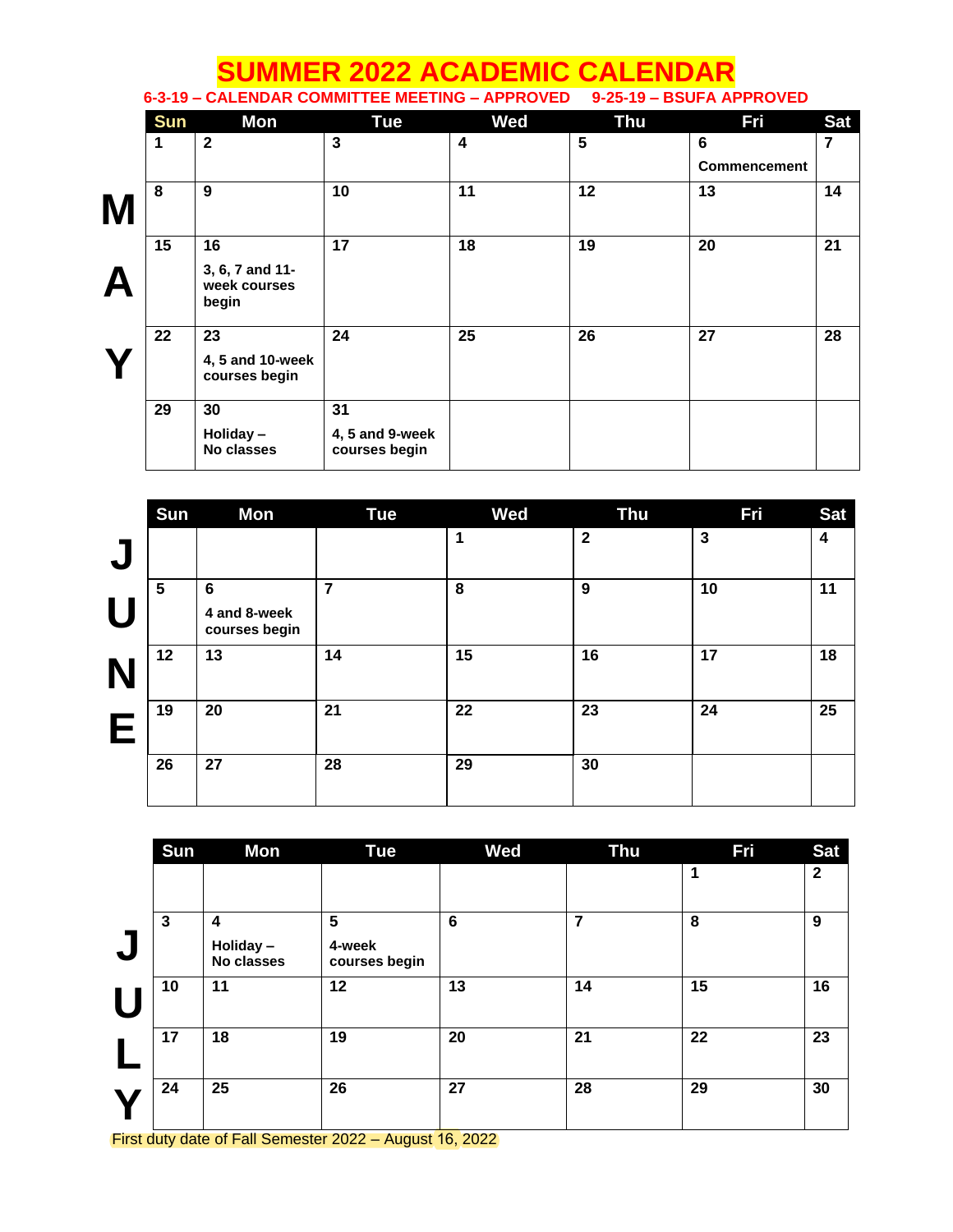# SUMMER 2022 ACADEMIC CALENDAR

**6-3-19 – CALENDAR COMMITTEE MEETING – APPROVED 9-25-19 – BSUFA APPROVED**

## MAY

| Sun | Mon | Tue | Wed | Thu | Fri | Sat |
|---|---|---|---|---|---|---|
| 1 | 2 | 3 | 4 | 5 | 6 Commencement | 7 |
| 8 | 9 | 10 | 11 | 12 | 13 | 14 |
| 15 | 16 3, 6, 7 and 11-week courses begin | 17 | 18 | 19 | 20 | 21 |
| 22 | 23 4, 5 and 10-week courses begin | 24 | 25 | 26 | 27 | 28 |
| 29 | 30 Holiday – No classes | 31 4, 5 and 9-week courses begin | | | | |

## JUNE

| Sun | Mon | Tue | Wed | Thu | Fri | Sat |
|---|---|---|---|---|---|---|
| | | | 1 | 2 | 3 | 4 |
| 5 | 6 4 and 8-week courses begin | 7 | 8 | 9 | 10 | 11 |
| 12 | 13 | 14 | 15 | 16 | 17 | 18 |
| 19 | 20 | 21 | 22 | 23 | 24 | 25 |
| 26 | 27 | 28 | 29 | 30 | | |

## JULY

| Sun | Mon | Tue | Wed | Thu | Fri | Sat |
|---|---|---|---|---|---|---|
| | | | | | 1 | 2 |
| 3 | 4 Holiday – No classes | 5 4-week courses begin | 6 | 7 | 8 | 9 |
| 10 | 11 | 12 | 13 | 14 | 15 | 16 |
| 17 | 18 | 19 | 20 | 21 | 22 | 23 |
| 24 | 25 | 26 | 27 | 28 | 29 | 30 |

First duty date of Fall Semester 2022 – August 16, 2022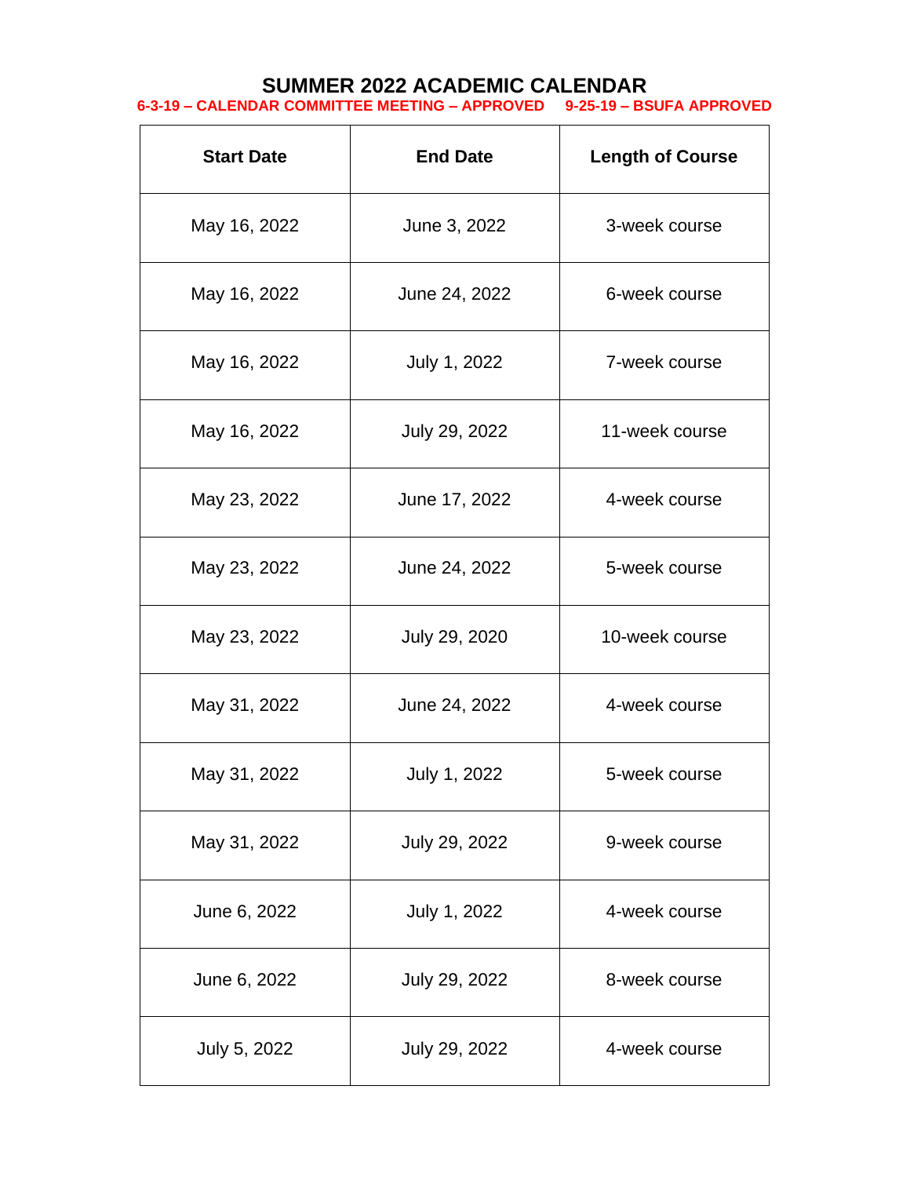# SUMMER 2022 ACADEMIC CALENDAR

**6-3-19 – CALENDAR COMMITTEE MEETING – APPROVED     9-25-19 – BSUFA APPROVED**

| Start Date | End Date | Length of Course |
|---|---|---|
| May 16, 2022 | June 3, 2022 | 3-week course |
| May 16, 2022 | June 24, 2022 | 6-week course |
| May 16, 2022 | July 1, 2022 | 7-week course |
| May 16, 2022 | July 29, 2022 | 11-week course |
| May 23, 2022 | June 17, 2022 | 4-week course |
| May 23, 2022 | June 24, 2022 | 5-week course |
| May 23, 2022 | July 29, 2020 | 10-week course |
| May 31, 2022 | June 24, 2022 | 4-week course |
| May 31, 2022 | July 1, 2022 | 5-week course |
| May 31, 2022 | July 29, 2022 | 9-week course |
| June 6, 2022 | July 1, 2022 | 4-week course |
| June 6, 2022 | July 29, 2022 | 8-week course |
| July 5, 2022 | July 29, 2022 | 4-week course |